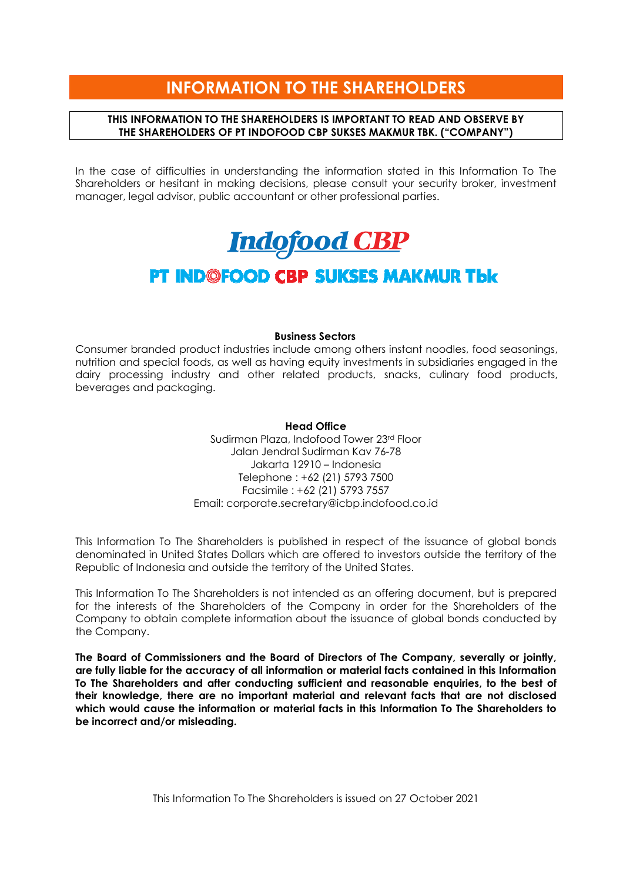# INFORMATION TO THE SHAREHOLDERS

**THIS INFORMATION TO THE SHAREHOLDERS IS IMPORTANT TO READ AND OBSERVE BY THE SHAREHOLDERS OF PT INDOFOOD CBP SUKSES MAKMUR TBK. ("COMPANY")**

In the case of difficulties in understanding the information stated in this Information To The Shareholders or hesitant in making decisions, please consult your security broker, investment manager, legal advisor, public accountant or other professional parties.

**Indofood CBP**

## PT INDOFOOD CBP SUKSES MAKMUR Tbk

**Business Sectors**

Consumer branded product industries include among others instant noodles, food seasonings, nutrition and special foods, as well as having equity investments in subsidiaries engaged in the dairy processing industry and other related products, snacks, culinary food products, beverages and packaging.

**Head Office**

Sudirman Plaza, Indofood Tower 23rd Floor
Jalan Jendral Sudirman Kav 76-78
Jakarta 12910 – Indonesia
Telephone : +62 (21) 5793 7500
Facsimile : +62 (21) 5793 7557
Email: corporate.secretary@icbp.indofood.co.id

This Information To The Shareholders is published in respect of the issuance of global bonds denominated in United States Dollars which are offered to investors outside the territory of the Republic of Indonesia and outside the territory of the United States.

This Information To The Shareholders is not intended as an offering document, but is prepared for the interests of the Shareholders of the Company in order for the Shareholders of the Company to obtain complete information about the issuance of global bonds conducted by the Company.

**The Board of Commissioners and the Board of Directors of The Company, severally or jointly, are fully liable for the accuracy of all information or material facts contained in this Information To The Shareholders and after conducting sufficient and reasonable enquiries, to the best of their knowledge, there are no important material and relevant facts that are not disclosed which would cause the information or material facts in this Information To The Shareholders to be incorrect and/or misleading.**

This Information To The Shareholders is issued on 27 October 2021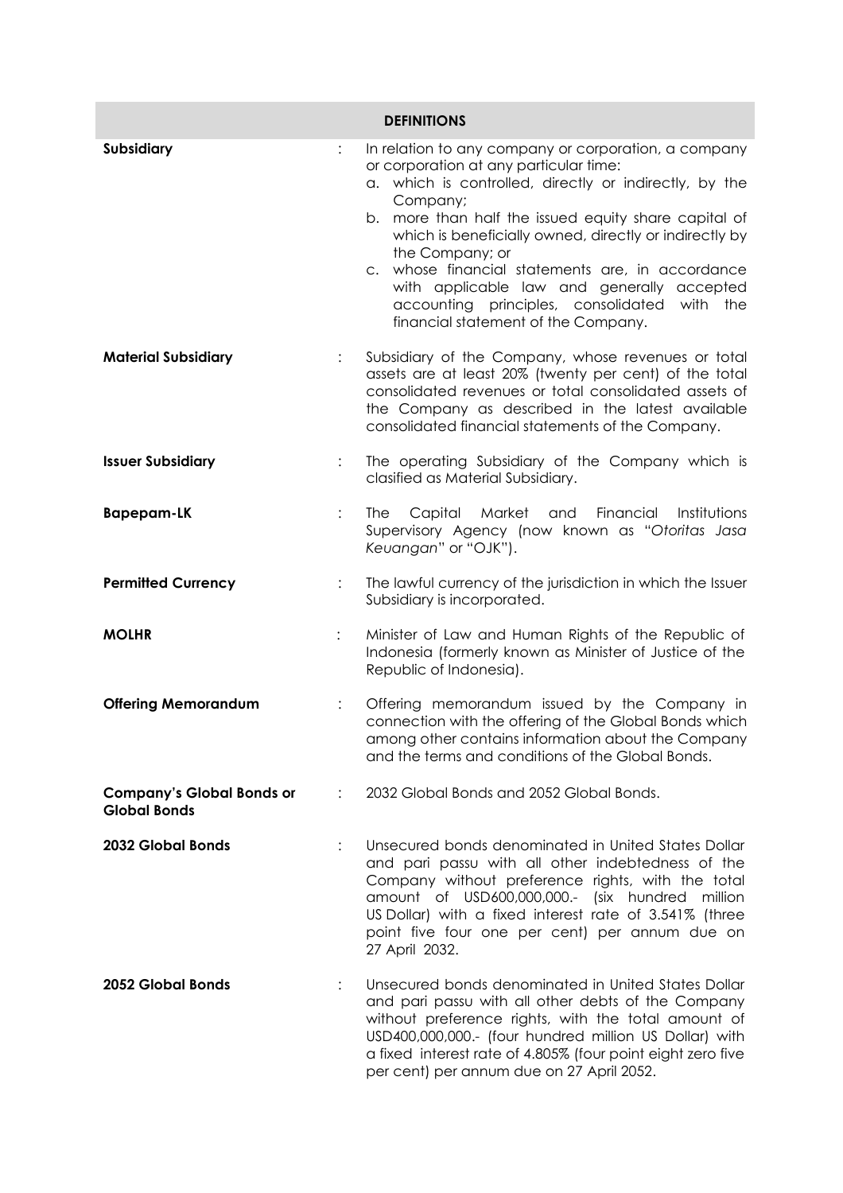| DEFINITIONS | | |
|---|---|---|
| **Subsidiary** | : | In relation to any company or corporation, a company or corporation at any particular time:<br>a. which is controlled, directly or indirectly, by the Company;<br>b. more than half the issued equity share capital of which is beneficially owned, directly or indirectly by the Company; or<br>c. whose financial statements are, in accordance with applicable law and generally accepted accounting principles, consolidated with the financial statement of the Company. |
| **Material Subsidiary** | : | Subsidiary of the Company, whose revenues or total assets are at least 20% (twenty per cent) of the total consolidated revenues or total consolidated assets of the Company as described in the latest available consolidated financial statements of the Company. |
| **Issuer Subsidiary** | : | The operating Subsidiary of the Company which is clasified as Material Subsidiary. |
| **Bapepam-LK** | : | The Capital Market and Financial Institutions Supervisory Agency (now known as "*Otoritas Jasa Keuangan*" or "OJK"). |
| **Permitted Currency** | : | The lawful currency of the jurisdiction in which the Issuer Subsidiary is incorporated. |
| **MOLHR** | : | Minister of Law and Human Rights of the Republic of Indonesia (formerly known as Minister of Justice of the Republic of Indonesia). |
| **Offering Memorandum** | : | Offering memorandum issued by the Company in connection with the offering of the Global Bonds which among other contains information about the Company and the terms and conditions of the Global Bonds. |
| **Company's Global Bonds or Global Bonds** | : | 2032 Global Bonds and 2052 Global Bonds. |
| **2032 Global Bonds** | : | Unsecured bonds denominated in United States Dollar and pari passu with all other indebtedness of the Company without preference rights, with the total amount of USD600,000,000.- (six hundred million US Dollar) with a fixed interest rate of 3.541% (three point five four one per cent) per annum due on 27 April 2032. |
| **2052 Global Bonds** | : | Unsecured bonds denominated in United States Dollar and pari passu with all other debts of the Company without preference rights, with the total amount of USD400,000,000.- (four hundred million US Dollar) with a fixed interest rate of 4.805% (four point eight zero five per cent) per annum due on 27 April 2052. |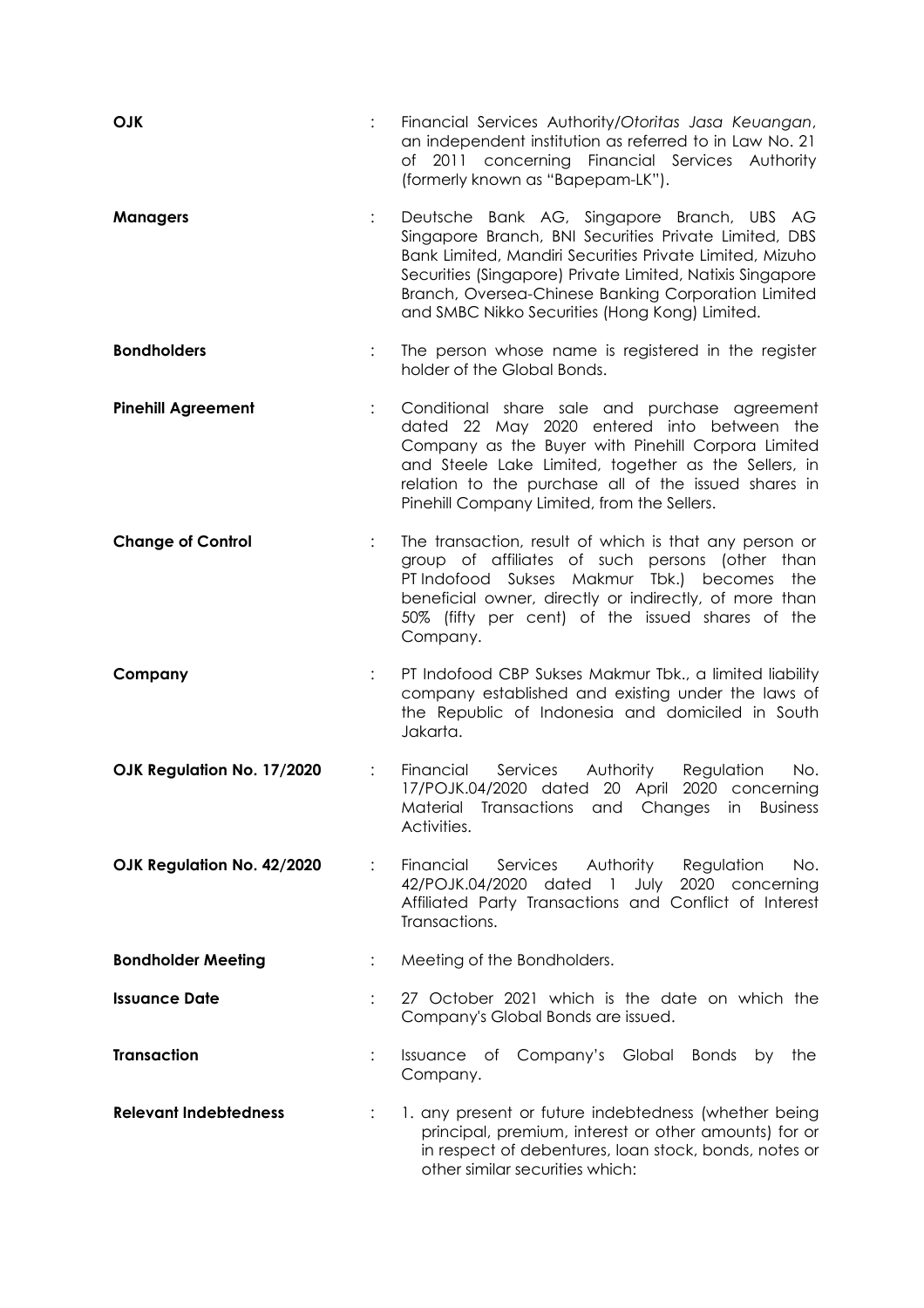| | | |
|---|---|---|
| **OJK** | : | Financial Services Authority/*Otoritas Jasa Keuangan*, an independent institution as referred to in Law No. 21 of 2011 concerning Financial Services Authority (formerly known as "Bapepam-LK"). |
| **Managers** | : | Deutsche Bank AG, Singapore Branch, UBS AG Singapore Branch, BNI Securities Private Limited, DBS Bank Limited, Mandiri Securities Private Limited, Mizuho Securities (Singapore) Private Limited, Natixis Singapore Branch, Oversea-Chinese Banking Corporation Limited and SMBC Nikko Securities (Hong Kong) Limited. |
| **Bondholders** | : | The person whose name is registered in the register holder of the Global Bonds. |
| **Pinehill Agreement** | : | Conditional share sale and purchase agreement dated 22 May 2020 entered into between the Company as the Buyer with Pinehill Corpora Limited and Steele Lake Limited, together as the Sellers, in relation to the purchase all of the issued shares in Pinehill Company Limited, from the Sellers. |
| **Change of Control** | : | The transaction, result of which is that any person or group of affiliates of such persons (other than PT Indofood Sukses Makmur Tbk.) becomes the beneficial owner, directly or indirectly, of more than 50% (fifty per cent) of the issued shares of the Company. |
| **Company** | : | PT Indofood CBP Sukses Makmur Tbk., a limited liability company established and existing under the laws of the Republic of Indonesia and domiciled in South Jakarta. |
| **OJK Regulation No. 17/2020** | : | Financial Services Authority Regulation No. 17/POJK.04/2020 dated 20 April 2020 concerning Material Transactions and Changes in Business Activities. |
| **OJK Regulation No. 42/2020** | : | Financial Services Authority Regulation No. 42/POJK.04/2020 dated 1 July 2020 concerning Affiliated Party Transactions and Conflict of Interest Transactions. |
| **Bondholder Meeting** | : | Meeting of the Bondholders. |
| **Issuance Date** | : | 27 October 2021 which is the date on which the Company's Global Bonds are issued. |
| **Transaction** | : | Issuance of Company's Global Bonds by the Company. |
| **Relevant Indebtedness** | : | 1. any present or future indebtedness (whether being principal, premium, interest or other amounts) for or in respect of debentures, loan stock, bonds, notes or other similar securities which: |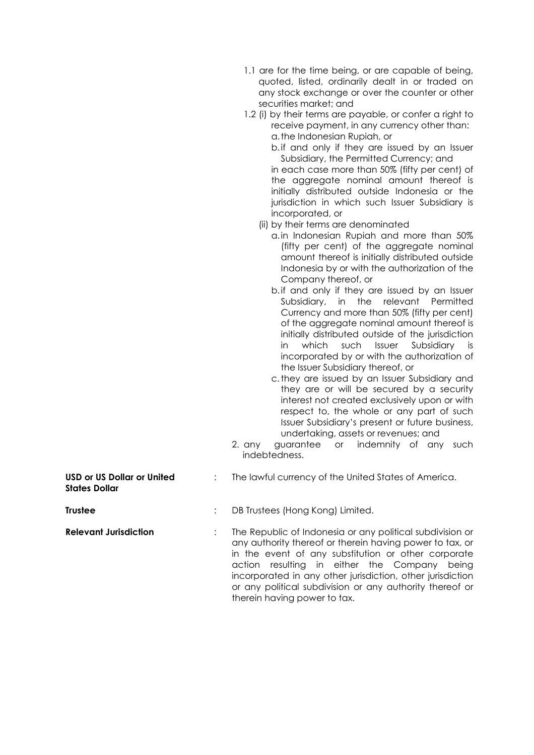1.1 are for the time being, or are capable of being, quoted, listed, ordinarily dealt in or traded on any stock exchange or over the counter or other securities market; and

1.2 (i) by their terms are payable, or confer a right to receive payment, in any currency other than:

   a. the Indonesian Rupiah, or

   b. if and only if they are issued by an Issuer Subsidiary, the Permitted Currency; and

   in each case more than 50% (fifty per cent) of the aggregate nominal amount thereof is initially distributed outside Indonesia or the jurisdiction in which such Issuer Subsidiary is incorporated, or

   (ii) by their terms are denominated

   a. in Indonesian Rupiah and more than 50% (fifty per cent) of the aggregate nominal amount thereof is initially distributed outside Indonesia by or with the authorization of the Company thereof, or

   b. if and only if they are issued by an Issuer Subsidiary, in the relevant Permitted Currency and more than 50% (fifty per cent) of the aggregate nominal amount thereof is initially distributed outside of the jurisdiction in which such Issuer Subsidiary is incorporated by or with the authorization of the Issuer Subsidiary thereof, or

   c. they are issued by an Issuer Subsidiary and they are or will be secured by a security interest not created exclusively upon or with respect to, the whole or any part of such Issuer Subsidiary's present or future business, undertaking, assets or revenues; and

2. any guarantee or indemnity of any such indebtedness.

**USD or US Dollar or United States Dollar** : The lawful currency of the United States of America.

**Trustee** : DB Trustees (Hong Kong) Limited.

**Relevant Jurisdiction** : The Republic of Indonesia or any political subdivision or any authority thereof or therein having power to tax, or in the event of any substitution or other corporate action resulting in either the Company being incorporated in any other jurisdiction, other jurisdiction or any political subdivision or any authority thereof or therein having power to tax.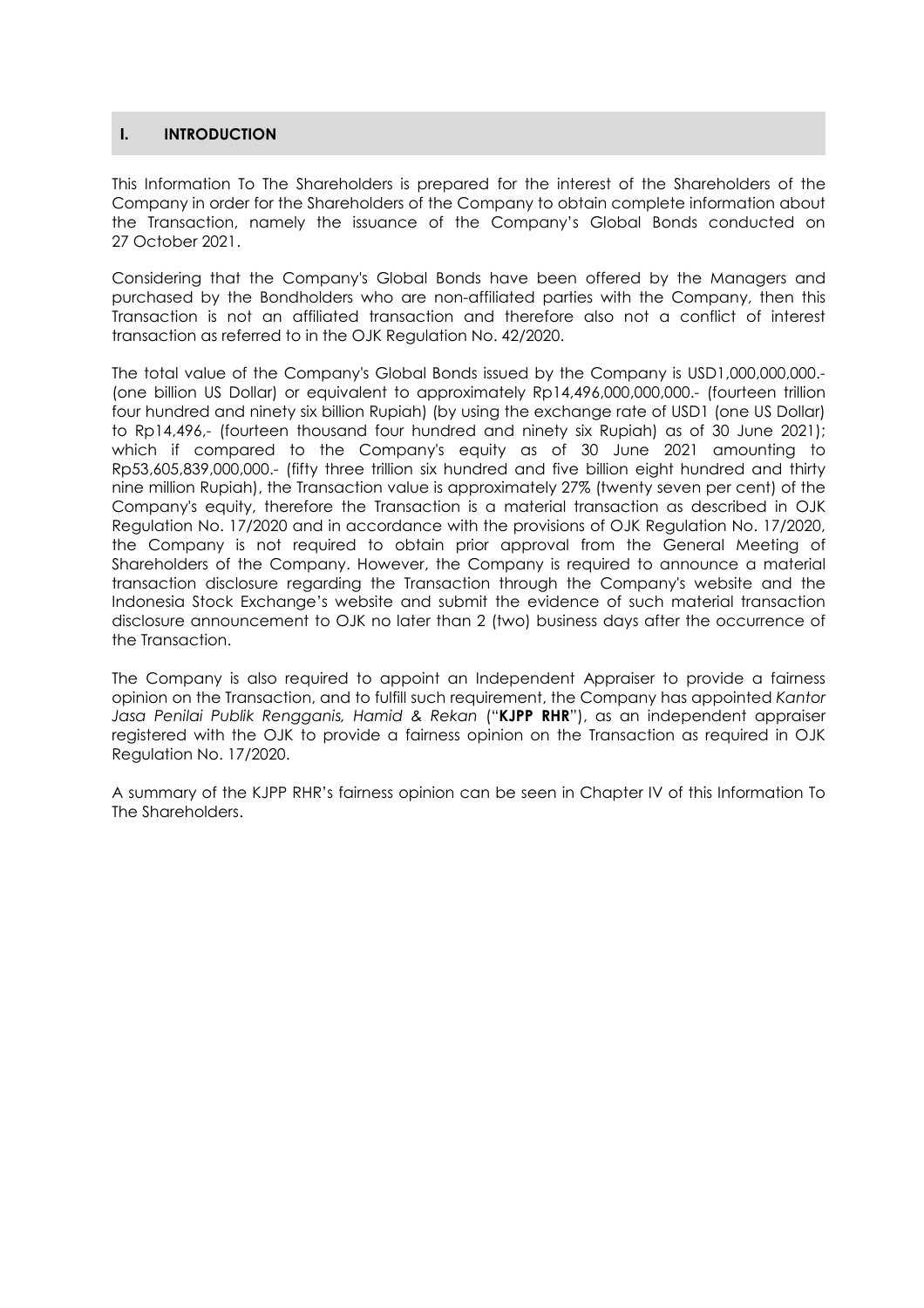## I. INTRODUCTION

This Information To The Shareholders is prepared for the interest of the Shareholders of the Company in order for the Shareholders of the Company to obtain complete information about the Transaction, namely the issuance of the Company's Global Bonds conducted on 27 October 2021.

Considering that the Company's Global Bonds have been offered by the Managers and purchased by the Bondholders who are non-affiliated parties with the Company, then this Transaction is not an affiliated transaction and therefore also not a conflict of interest transaction as referred to in the OJK Regulation No. 42/2020.

The total value of the Company's Global Bonds issued by the Company is USD1,000,000,000.- (one billion US Dollar) or equivalent to approximately Rp14,496,000,000,000.- (fourteen trillion four hundred and ninety six billion Rupiah) (by using the exchange rate of USD1 (one US Dollar) to Rp14,496,- (fourteen thousand four hundred and ninety six Rupiah) as of 30 June 2021); which if compared to the Company's equity as of 30 June 2021 amounting to Rp53,605,839,000,000.- (fifty three trillion six hundred and five billion eight hundred and thirty nine million Rupiah), the Transaction value is approximately 27% (twenty seven per cent) of the Company's equity, therefore the Transaction is a material transaction as described in OJK Regulation No. 17/2020 and in accordance with the provisions of OJK Regulation No. 17/2020, the Company is not required to obtain prior approval from the General Meeting of Shareholders of the Company. However, the Company is required to announce a material transaction disclosure regarding the Transaction through the Company's website and the Indonesia Stock Exchange's website and submit the evidence of such material transaction disclosure announcement to OJK no later than 2 (two) business days after the occurrence of the Transaction.

The Company is also required to appoint an Independent Appraiser to provide a fairness opinion on the Transaction, and to fulfill such requirement, the Company has appointed *Kantor Jasa Penilai Publik Rengganis, Hamid & Rekan* ("**KJPP RHR**"), as an independent appraiser registered with the OJK to provide a fairness opinion on the Transaction as required in OJK Regulation No. 17/2020.

A summary of the KJPP RHR's fairness opinion can be seen in Chapter IV of this Information To The Shareholders.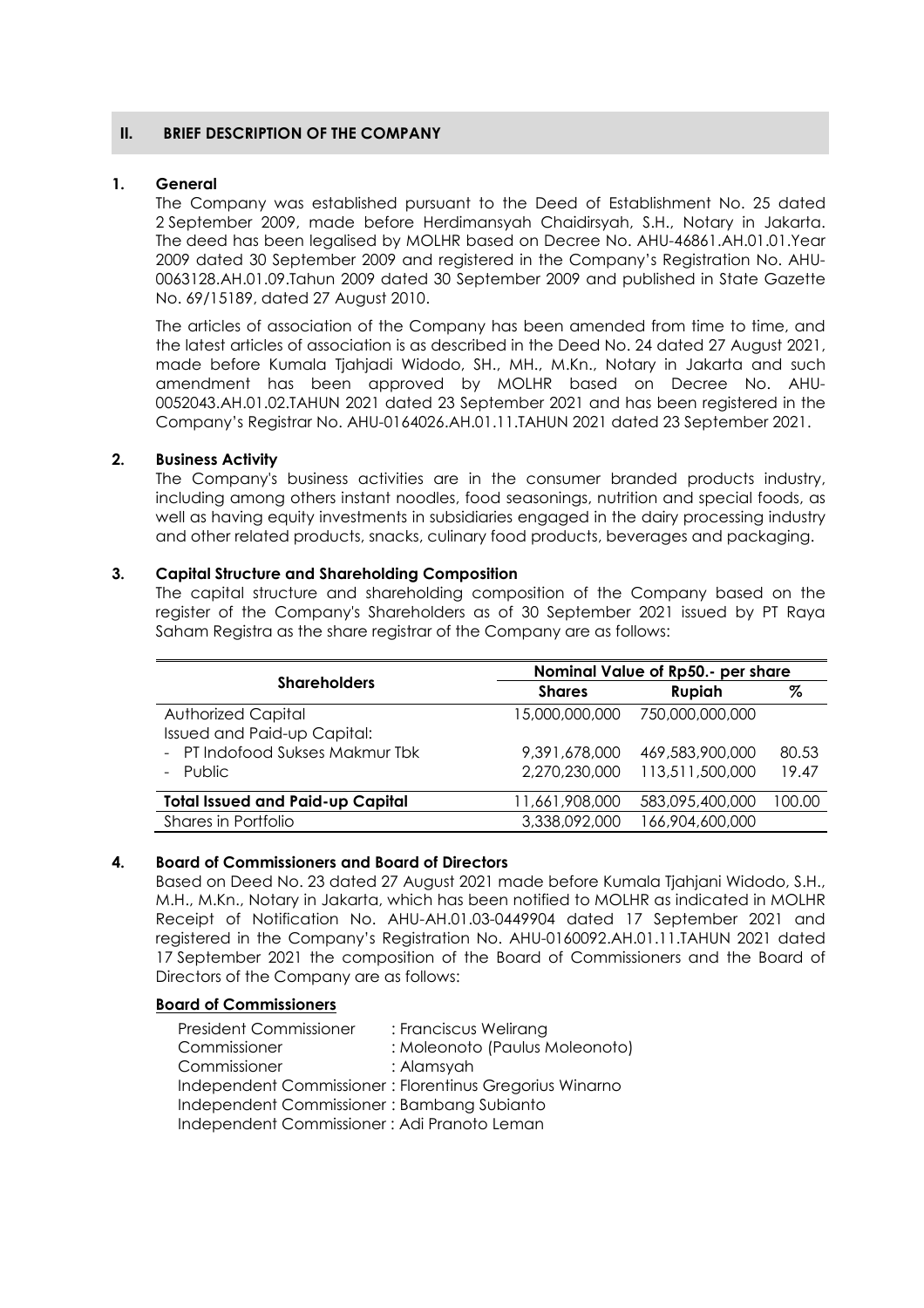## II. BRIEF DESCRIPTION OF THE COMPANY

### 1. General

The Company was established pursuant to the Deed of Establishment No. 25 dated 2 September 2009, made before Herdimansyah Chaidirsyah, S.H., Notary in Jakarta. The deed has been legalised by MOLHR based on Decree No. AHU-46861.AH.01.01.Year 2009 dated 30 September 2009 and registered in the Company's Registration No. AHU-0063128.AH.01.09.Tahun 2009 dated 30 September 2009 and published in State Gazette No. 69/15189, dated 27 August 2010.

The articles of association of the Company has been amended from time to time, and the latest articles of association is as described in the Deed No. 24 dated 27 August 2021, made before Kumala Tjahjadi Widodo, SH., MH., M.Kn., Notary in Jakarta and such amendment has been approved by MOLHR based on Decree No. AHU-0052043.AH.01.02.TAHUN 2021 dated 23 September 2021 and has been registered in the Company's Registrar No. AHU-0164026.AH.01.11.TAHUN 2021 dated 23 September 2021.

### 2. Business Activity

The Company's business activities are in the consumer branded products industry, including among others instant noodles, food seasonings, nutrition and special foods, as well as having equity investments in subsidiaries engaged in the dairy processing industry and other related products, snacks, culinary food products, beverages and packaging.

### 3. Capital Structure and Shareholding Composition

The capital structure and shareholding composition of the Company based on the register of the Company's Shareholders as of 30 September 2021 issued by PT Raya Saham Registra as the share registrar of the Company are as follows:

| Shareholders | Nominal Value of Rp50.- per share | | |
|---|---|---|---|
| | **Shares** | **Rupiah** | **%** |
| Authorized Capital | 15,000,000,000 | 750,000,000,000 | |
| Issued and Paid-up Capital: | | | |
| - PT Indofood Sukses Makmur Tbk | 9,391,678,000 | 469,583,900,000 | 80.53 |
| - Public | 2,270,230,000 | 113,511,500,000 | 19.47 |
| **Total Issued and Paid-up Capital** | 11,661,908,000 | 583,095,400,000 | 100.00 |
| Shares in Portfolio | 3,338,092,000 | 166,904,600,000 | |

### 4. Board of Commissioners and Board of Directors

Based on Deed No. 23 dated 27 August 2021 made before Kumala Tjahjani Widodo, S.H., M.H., M.Kn., Notary in Jakarta, which has been notified to MOLHR as indicated in MOLHR Receipt of Notification No. AHU-AH.01.03-0449904 dated 17 September 2021 and registered in the Company's Registration No. AHU-0160092.AH.01.11.TAHUN 2021 dated 17 September 2021 the composition of the Board of Commissioners and the Board of Directors of the Company are as follows:

**Board of Commissioners**

President Commissioner : Franciscus Welirang
Commissioner : Moleonoto (Paulus Moleonoto)
Commissioner : Alamsyah
Independent Commissioner : Florentinus Gregorius Winarno
Independent Commissioner : Bambang Subianto
Independent Commissioner : Adi Pranoto Leman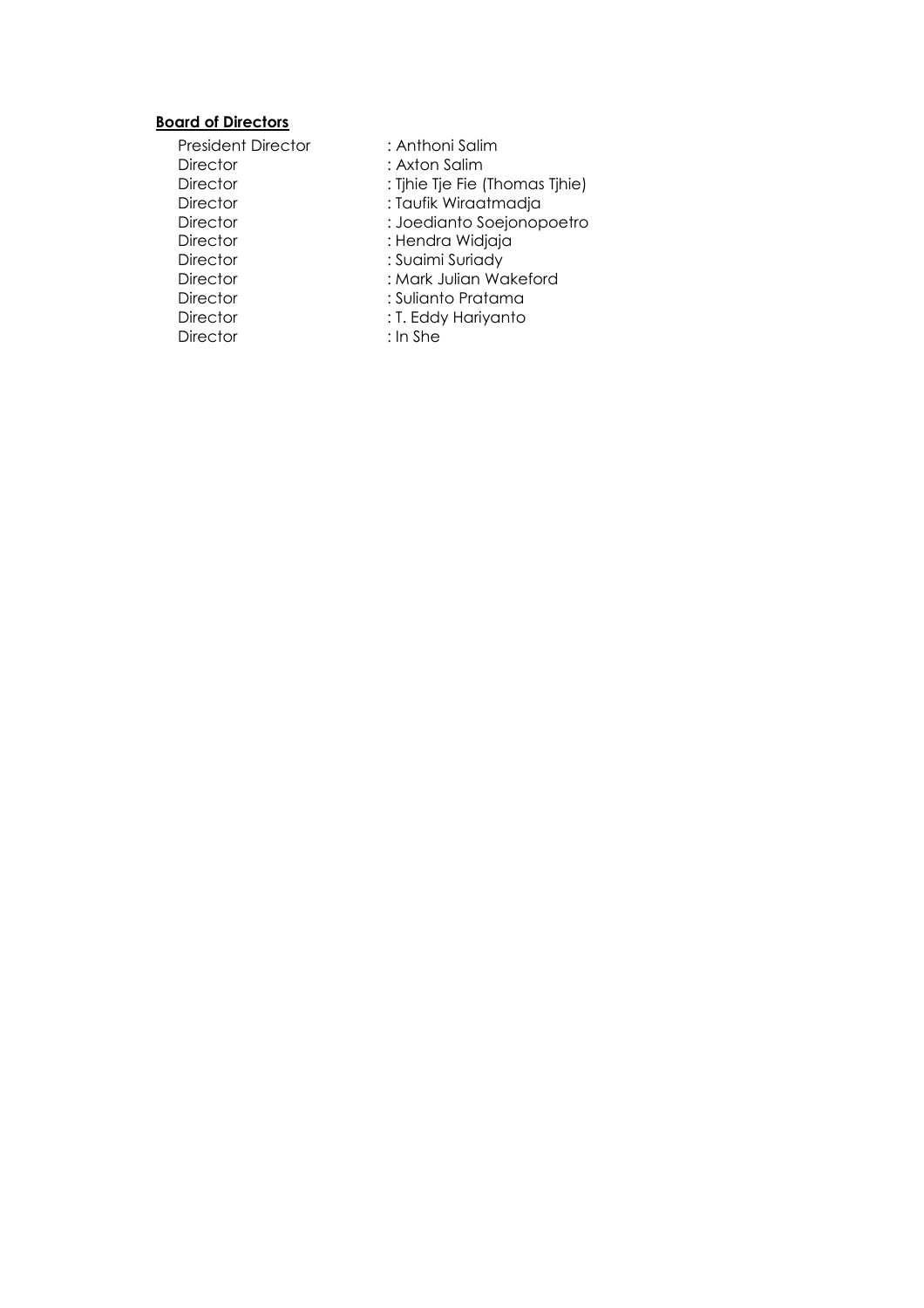**Board of Directors**

| | |
|---|---|
| President Director | : Anthoni Salim |
| Director | : Axton Salim |
| Director | : Tjhie Tje Fie (Thomas Tjhie) |
| Director | : Taufik Wiraatmadja |
| Director | : Joedianto Soejonopoetro |
| Director | : Hendra Widjaja |
| Director | : Suaimi Suriady |
| Director | : Mark Julian Wakeford |
| Director | : Sulianto Pratama |
| Director | : T. Eddy Hariyanto |
| Director | : In She |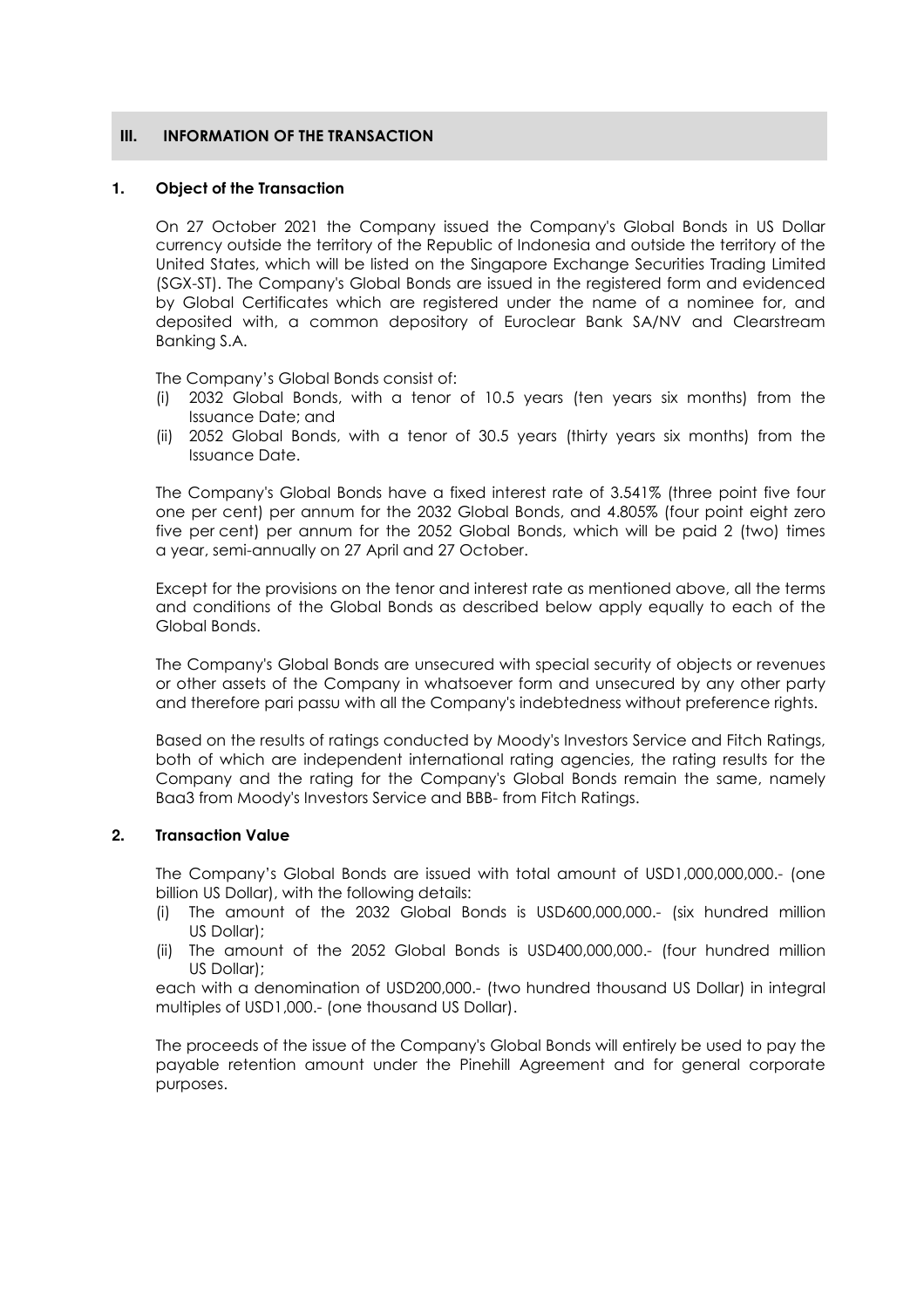## III. INFORMATION OF THE TRANSACTION

### 1. Object of the Transaction

On 27 October 2021 the Company issued the Company's Global Bonds in US Dollar currency outside the territory of the Republic of Indonesia and outside the territory of the United States, which will be listed on the Singapore Exchange Securities Trading Limited (SGX-ST). The Company's Global Bonds are issued in the registered form and evidenced by Global Certificates which are registered under the name of a nominee for, and deposited with, a common depository of Euroclear Bank SA/NV and Clearstream Banking S.A.

The Company's Global Bonds consist of:

(i) 2032 Global Bonds, with a tenor of 10.5 years (ten years six months) from the Issuance Date; and
(ii) 2052 Global Bonds, with a tenor of 30.5 years (thirty years six months) from the Issuance Date.

The Company's Global Bonds have a fixed interest rate of 3.541% (three point five four one per cent) per annum for the 2032 Global Bonds, and 4.805% (four point eight zero five per cent) per annum for the 2052 Global Bonds, which will be paid 2 (two) times a year, semi-annually on 27 April and 27 October.

Except for the provisions on the tenor and interest rate as mentioned above, all the terms and conditions of the Global Bonds as described below apply equally to each of the Global Bonds.

The Company's Global Bonds are unsecured with special security of objects or revenues or other assets of the Company in whatsoever form and unsecured by any other party and therefore pari passu with all the Company's indebtedness without preference rights.

Based on the results of ratings conducted by Moody's Investors Service and Fitch Ratings, both of which are independent international rating agencies, the rating results for the Company and the rating for the Company's Global Bonds remain the same, namely Baa3 from Moody's Investors Service and BBB- from Fitch Ratings.

### 2. Transaction Value

The Company's Global Bonds are issued with total amount of USD1,000,000,000.- (one billion US Dollar), with the following details:

(i) The amount of the 2032 Global Bonds is USD600,000,000.- (six hundred million US Dollar);
(ii) The amount of the 2052 Global Bonds is USD400,000,000.- (four hundred million US Dollar);

each with a denomination of USD200,000.- (two hundred thousand US Dollar) in integral multiples of USD1,000.- (one thousand US Dollar).

The proceeds of the issue of the Company's Global Bonds will entirely be used to pay the payable retention amount under the Pinehill Agreement and for general corporate purposes.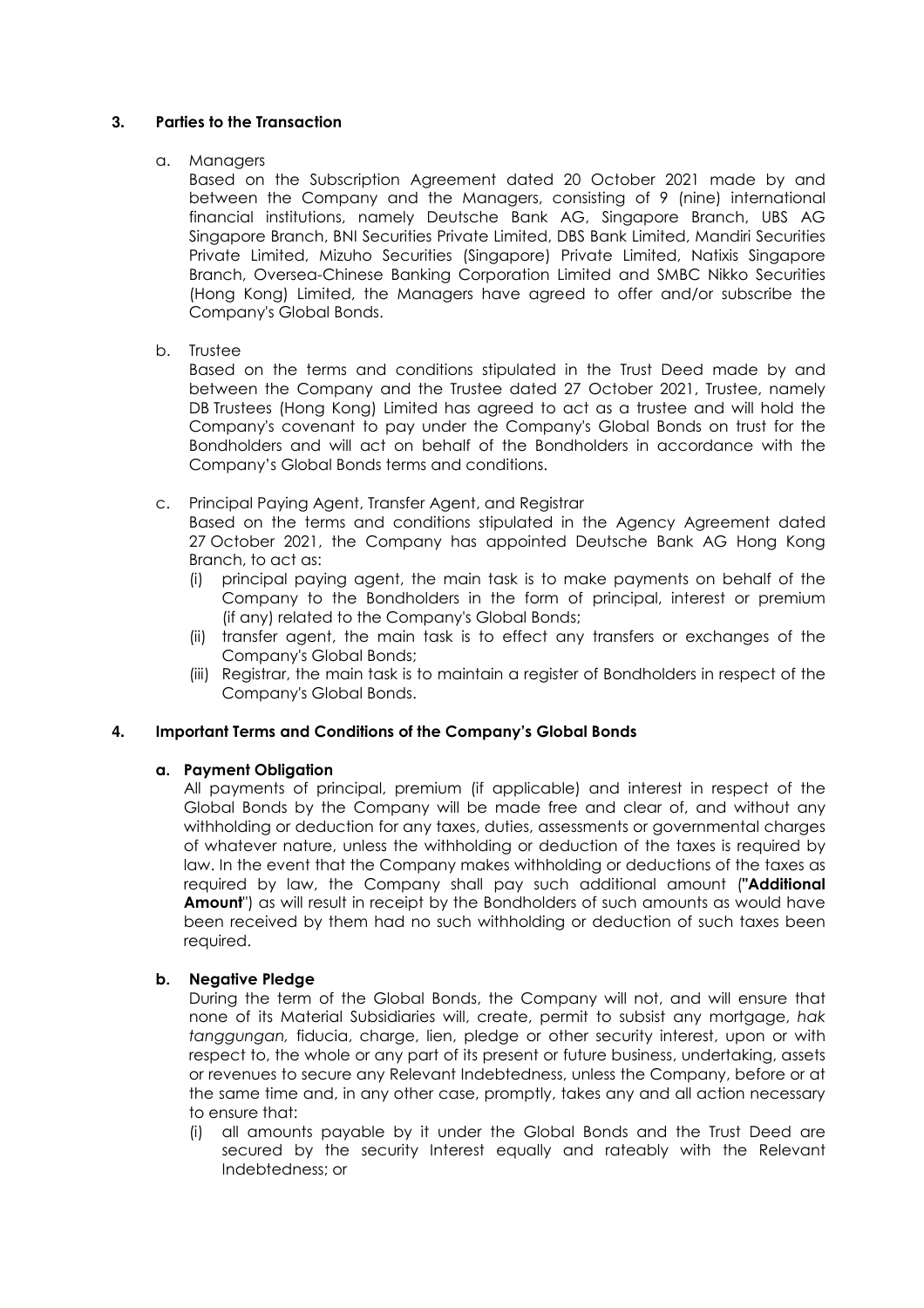## 3. Parties to the Transaction

a. Managers

Based on the Subscription Agreement dated 20 October 2021 made by and between the Company and the Managers, consisting of 9 (nine) international financial institutions, namely Deutsche Bank AG, Singapore Branch, UBS AG Singapore Branch, BNI Securities Private Limited, DBS Bank Limited, Mandiri Securities Private Limited, Mizuho Securities (Singapore) Private Limited, Natixis Singapore Branch, Oversea-Chinese Banking Corporation Limited and SMBC Nikko Securities (Hong Kong) Limited, the Managers have agreed to offer and/or subscribe the Company's Global Bonds.

b. Trustee

Based on the terms and conditions stipulated in the Trust Deed made by and between the Company and the Trustee dated 27 October 2021, Trustee, namely DB Trustees (Hong Kong) Limited has agreed to act as a trustee and will hold the Company's covenant to pay under the Company's Global Bonds on trust for the Bondholders and will act on behalf of the Bondholders in accordance with the Company's Global Bonds terms and conditions.

c. Principal Paying Agent, Transfer Agent, and Registrar

Based on the terms and conditions stipulated in the Agency Agreement dated 27 October 2021, the Company has appointed Deutsche Bank AG Hong Kong Branch, to act as:

(i) principal paying agent, the main task is to make payments on behalf of the Company to the Bondholders in the form of principal, interest or premium (if any) related to the Company's Global Bonds;

(ii) transfer agent, the main task is to effect any transfers or exchanges of the Company's Global Bonds;

(iii) Registrar, the main task is to maintain a register of Bondholders in respect of the Company's Global Bonds.

## 4. Important Terms and Conditions of the Company's Global Bonds

### a. Payment Obligation

All payments of principal, premium (if applicable) and interest in respect of the Global Bonds by the Company will be made free and clear of, and without any withholding or deduction for any taxes, duties, assessments or governmental charges of whatever nature, unless the withholding or deduction of the taxes is required by law. In the event that the Company makes withholding or deductions of the taxes as required by law, the Company shall pay such additional amount ("**Additional Amount**") as will result in receipt by the Bondholders of such amounts as would have been received by them had no such withholding or deduction of such taxes been required.

### b. Negative Pledge

During the term of the Global Bonds, the Company will not, and will ensure that none of its Material Subsidiaries will, create, permit to subsist any mortgage, *hak tanggungan,* fiducia, charge, lien, pledge or other security interest, upon or with respect to, the whole or any part of its present or future business, undertaking, assets or revenues to secure any Relevant Indebtedness, unless the Company, before or at the same time and, in any other case, promptly, takes any and all action necessary to ensure that:

(i) all amounts payable by it under the Global Bonds and the Trust Deed are secured by the security Interest equally and rateably with the Relevant Indebtedness; or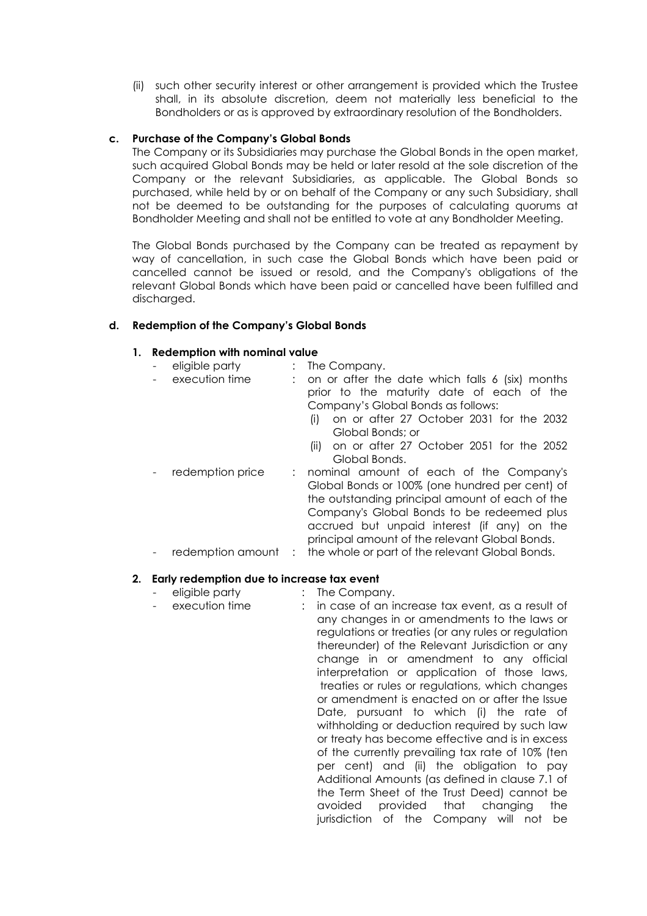(ii) such other security interest or other arrangement is provided which the Trustee shall, in its absolute discretion, deem not materially less beneficial to the Bondholders or as is approved by extraordinary resolution of the Bondholders.

**c. Purchase of the Company's Global Bonds**

The Company or its Subsidiaries may purchase the Global Bonds in the open market, such acquired Global Bonds may be held or later resold at the sole discretion of the Company or the relevant Subsidiaries, as applicable. The Global Bonds so purchased, while held by or on behalf of the Company or any such Subsidiary, shall not be deemed to be outstanding for the purposes of calculating quorums at Bondholder Meeting and shall not be entitled to vote at any Bondholder Meeting.

The Global Bonds purchased by the Company can be treated as repayment by way of cancellation, in such case the Global Bonds which have been paid or cancelled cannot be issued or resold, and the Company's obligations of the relevant Global Bonds which have been paid or cancelled have been fulfilled and discharged.

**d. Redemption of the Company's Global Bonds**

**1. Redemption with nominal value**

- eligible party : The Company.
- execution time : on or after the date which falls 6 (six) months prior to the maturity date of each of the Company's Global Bonds as follows:
  - (i) on or after 27 October 2031 for the 2032 Global Bonds; or
  - (ii) on or after 27 October 2051 for the 2052 Global Bonds.
- redemption price : nominal amount of each of the Company's Global Bonds or 100% (one hundred per cent) of the outstanding principal amount of the Company's Global Bonds to be redeemed plus accrued but unpaid interest (if any) on the principal amount of the relevant Global Bonds.
- redemption amount : the whole or part of the relevant Global Bonds.

**2. Early redemption due to increase tax event**

- eligible party : The Company.
- execution time : in case of an increase tax event, as a result of any changes in or amendments to the laws or regulations or treaties (or any rules or regulation thereunder) of the Relevant Jurisdiction or any change in or amendment to any official interpretation or application of those laws, treaties or rules or regulations, which changes or amendment is enacted on or after the Issue Date, pursuant to which (i) the rate of withholding or deduction required by such law or treaty has become effective and is in excess of the currently prevailing tax rate of 10% (ten per cent) and (ii) the obligation to pay Additional Amounts (as defined in clause 7.1 of the Term Sheet of the Trust Deed) cannot be avoided provided that changing the jurisdiction of the Company will not be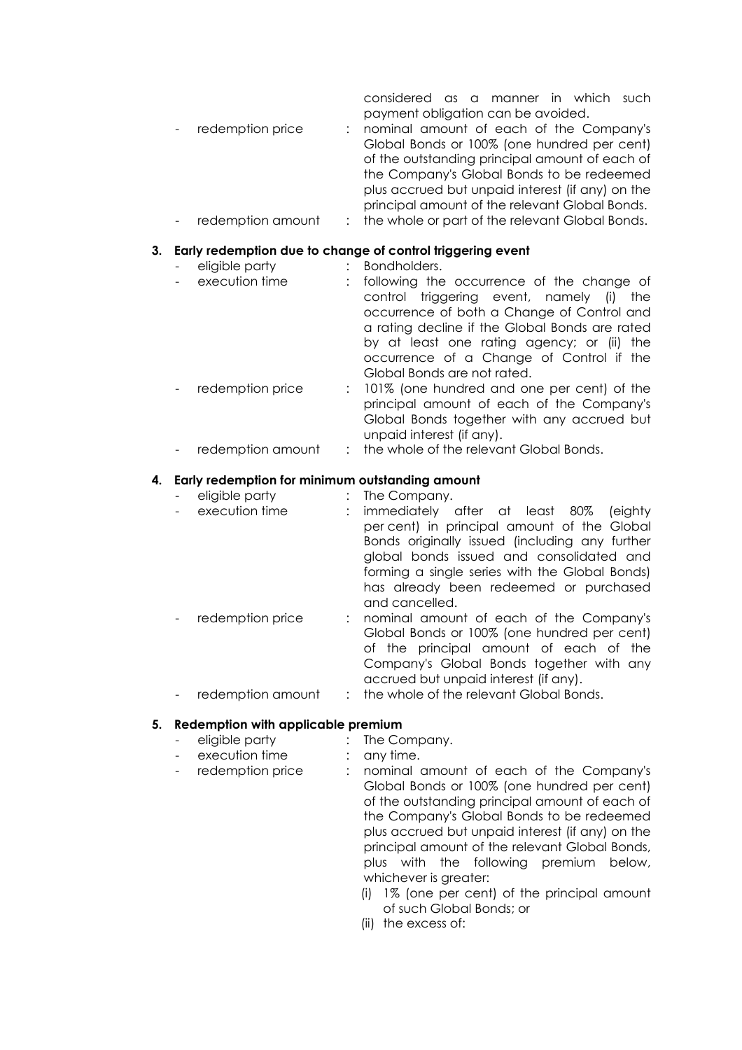considered as a manner in which such payment obligation can be avoided.

- redemption price : nominal amount of each of the Company's Global Bonds or 100% (one hundred per cent) of the outstanding principal amount of each of the Company's Global Bonds to be redeemed plus accrued but unpaid interest (if any) on the principal amount of the relevant Global Bonds.
- redemption amount : the whole or part of the relevant Global Bonds.

**3. Early redemption due to change of control triggering event**

- eligible party : Bondholders.
- execution time : following the occurrence of the change of control triggering event, namely (i) the occurrence of both a Change of Control and a rating decline if the Global Bonds are rated by at least one rating agency; or (ii) the occurrence of a Change of Control if the Global Bonds are not rated.
- redemption price : 101% (one hundred and one per cent) of the principal amount of each of the Company's Global Bonds together with any accrued but unpaid interest (if any).
- redemption amount : the whole of the relevant Global Bonds.

**4. Early redemption for minimum outstanding amount**

- eligible party : The Company.
- execution time : immediately after at least 80% (eighty per cent) in principal amount of the Global Bonds originally issued (including any further global bonds issued and consolidated and forming a single series with the Global Bonds) has already been redeemed or purchased and cancelled.
- redemption price : nominal amount of each of the Company's Global Bonds or 100% (one hundred per cent) of the principal amount of each of the Company's Global Bonds together with any accrued but unpaid interest (if any).
- redemption amount : the whole of the relevant Global Bonds.

**5. Redemption with applicable premium**

- eligible party : The Company.
- execution time : any time.
- redemption price : nominal amount of each of the Company's Global Bonds or 100% (one hundred per cent) of the outstanding principal amount of each of the Company's Global Bonds to be redeemed plus accrued but unpaid interest (if any) on the principal amount of the relevant Global Bonds, plus with the following premium below, whichever is greater:
  (i) 1% (one per cent) of the principal amount of such Global Bonds; or
  (ii) the excess of: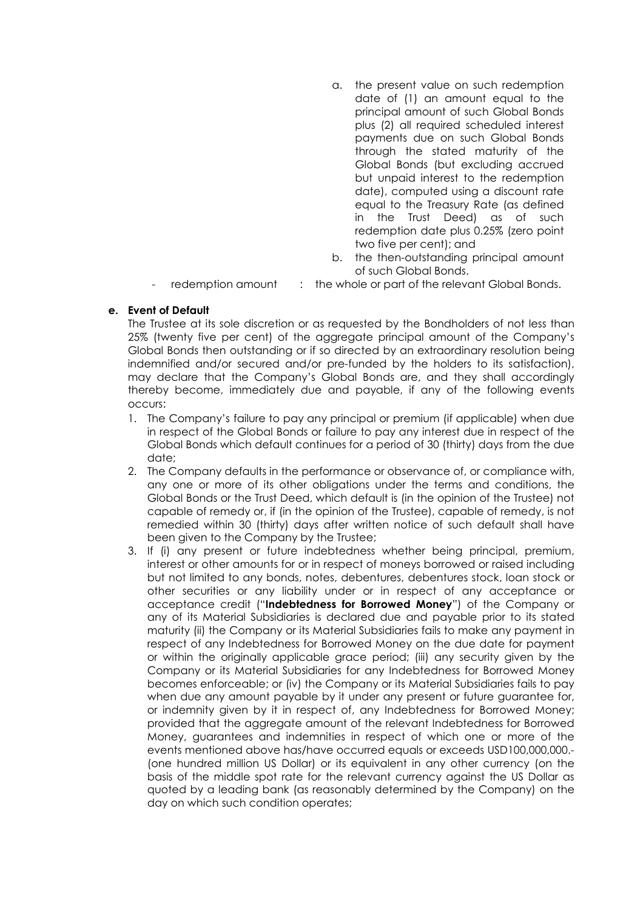a. the present value on such redemption date of (1) an amount equal to the principal amount of such Global Bonds plus (2) all required scheduled interest payments due on such Global Bonds through the stated maturity of the Global Bonds (but excluding accrued but unpaid interest to the redemption date), computed using a discount rate equal to the Treasury Rate (as defined in the Trust Deed) as of such redemption date plus 0.25% (zero point two five per cent); and
b. the then-outstanding principal amount of such Global Bonds.

- redemption amount : the whole or part of the relevant Global Bonds.

**e. Event of Default**

The Trustee at its sole discretion or as requested by the Bondholders of not less than 25% (twenty five per cent) of the aggregate principal amount of the Company's Global Bonds then outstanding or if so directed by an extraordinary resolution being indemnified and/or secured and/or pre-funded by the holders to its satisfaction), may declare that the Company's Global Bonds are, and they shall accordingly thereby become, immediately due and payable, if any of the following events occurs:

1. The Company's failure to pay any principal or premium (if applicable) when due in respect of the Global Bonds or failure to pay any interest due in respect of the Global Bonds which default continues for a period of 30 (thirty) days from the due date;
2. The Company defaults in the performance or observance of, or compliance with, any one or more of its other obligations under the terms and conditions, the Global Bonds or the Trust Deed, which default is (in the opinion of the Trustee) not capable of remedy or, if (in the opinion of the Trustee), capable of remedy, is not remedied within 30 (thirty) days after written notice of such default shall have been given to the Company by the Trustee;
3. If (i) any present or future indebtedness whether being principal, premium, interest or other amounts for or in respect of moneys borrowed or raised including but not limited to any bonds, notes, debentures, debentures stock, loan stock or other securities or any liability under or in respect of any acceptance or acceptance credit ("**Indebtedness for Borrowed Money**") of the Company or any of its Material Subsidiaries is declared due and payable prior to its stated maturity (ii) the Company or its Material Subsidiaries fails to make any payment in respect of any Indebtedness for Borrowed Money on the due date for payment or within the originally applicable grace period; (iii) any security given by the Company or its Material Subsidiaries for any Indebtedness for Borrowed Money becomes enforceable; or (iv) the Company or its Material Subsidiaries fails to pay when due any amount payable by it under any present or future guarantee for, or indemnity given by it in respect of, any Indebtedness for Borrowed Money; provided that the aggregate amount of the relevant Indebtedness for Borrowed Money, guarantees and indemnities in respect of which one or more of the events mentioned above has/have occurred equals or exceeds USD100,000,000.- (one hundred million US Dollar) or its equivalent in any other currency (on the basis of the middle spot rate for the relevant currency against the US Dollar as quoted by a leading bank (as reasonably determined by the Company) on the day on which such condition operates;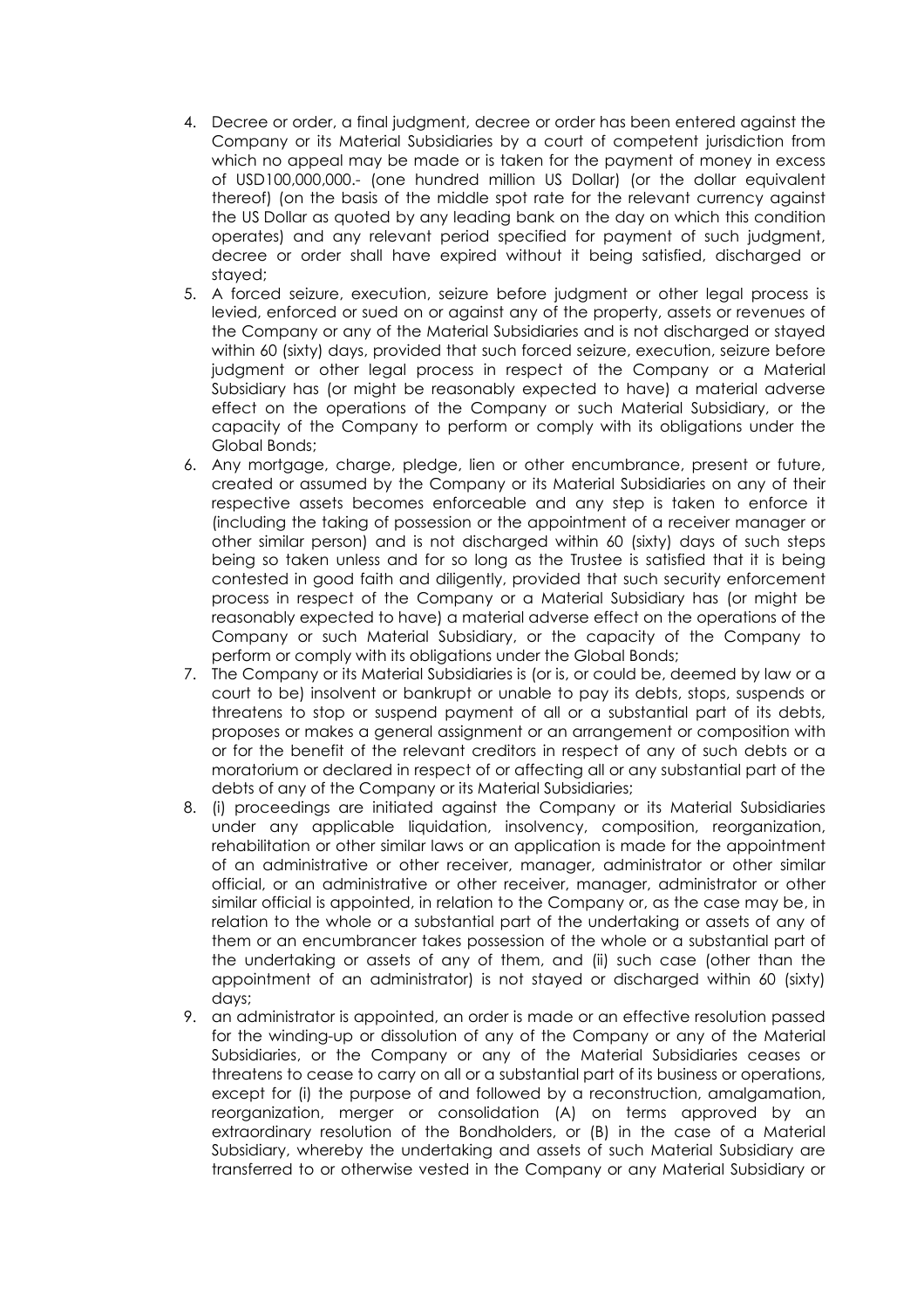4. Decree or order, a final judgment, decree or order has been entered against the Company or its Material Subsidiaries by a court of competent jurisdiction from which no appeal may be made or is taken for the payment of money in excess of USD100,000,000.- (one hundred million US Dollar) (or the dollar equivalent thereof) (on the basis of the middle spot rate for the relevant currency against the US Dollar as quoted by any leading bank on the day on which this condition operates) and any relevant period specified for payment of such judgment, decree or order shall have expired without it being satisfied, discharged or stayed;
5. A forced seizure, execution, seizure before judgment or other legal process is levied, enforced or sued on or against any of the property, assets or revenues of the Company or any of the Material Subsidiaries and is not discharged or stayed within 60 (sixty) days, provided that such forced seizure, execution, seizure before judgment or other legal process in respect of the Company or a Material Subsidiary has (or might be reasonably expected to have) a material adverse effect on the operations of the Company or such Material Subsidiary, or the capacity of the Company to perform or comply with its obligations under the Global Bonds;
6. Any mortgage, charge, pledge, lien or other encumbrance, present or future, created or assumed by the Company or its Material Subsidiaries on any of their respective assets becomes enforceable and any step is taken to enforce it (including the taking of possession or the appointment of a receiver manager or other similar person) and is not discharged within 60 (sixty) days of such steps being so taken unless and for so long as the Trustee is satisfied that it is being contested in good faith and diligently, provided that such security enforcement process in respect of the Company or a Material Subsidiary has (or might be reasonably expected to have) a material adverse effect on the operations of the Company or such Material Subsidiary, or the capacity of the Company to perform or comply with its obligations under the Global Bonds;
7. The Company or its Material Subsidiaries is (or is, or could be, deemed by law or a court to be) insolvent or bankrupt or unable to pay its debts, stops, suspends or threatens to stop or suspend payment of all or a substantial part of its debts, proposes or makes a general assignment or an arrangement or composition with or for the benefit of the relevant creditors in respect of any of such debts or a moratorium or declared in respect of or affecting all or any substantial part of the debts of any of the Company or its Material Subsidiaries;
8. (i) proceedings are initiated against the Company or its Material Subsidiaries under any applicable liquidation, insolvency, composition, reorganization, rehabilitation or other similar laws or an application is made for the appointment of an administrative or other receiver, manager, administrator or other similar official, or an administrative or other receiver, manager, administrator or other similar official is appointed, in relation to the Company or, as the case may be, in relation to the whole or a substantial part of the undertaking or assets of any of them or an encumbrancer takes possession of the whole or a substantial part of the undertaking or assets of any of them, and (ii) such case (other than the appointment of an administrator) is not stayed or discharged within 60 (sixty) days;
9. an administrator is appointed, an order is made or an effective resolution passed for the winding-up or dissolution of any of the Company or any of the Material Subsidiaries, or the Company or any of the Material Subsidiaries ceases or threatens to cease to carry on all or a substantial part of its business or operations, except for (i) the purpose of and followed by a reconstruction, amalgamation, reorganization, merger or consolidation (A) on terms approved by an extraordinary resolution of the Bondholders, or (B) in the case of a Material Subsidiary, whereby the undertaking and assets of such Material Subsidiary are transferred to or otherwise vested in the Company or any Material Subsidiary or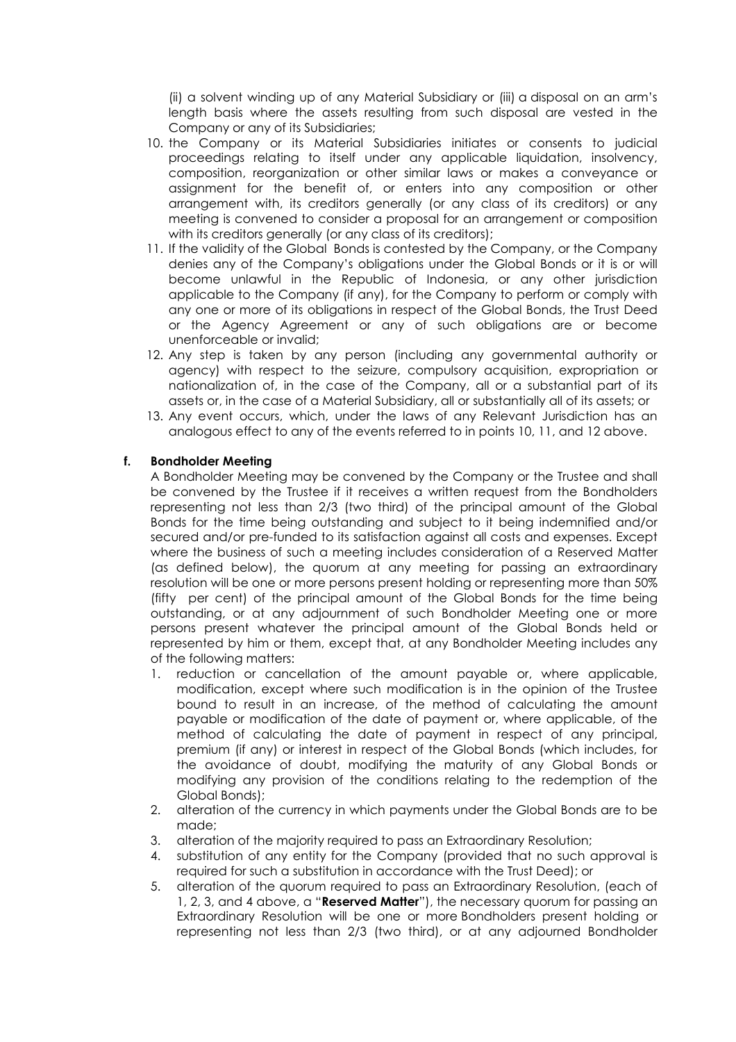(ii) a solvent winding up of any Material Subsidiary or (iii) a disposal on an arm's length basis where the assets resulting from such disposal are vested in the Company or any of its Subsidiaries;

10. the Company or its Material Subsidiaries initiates or consents to judicial proceedings relating to itself under any applicable liquidation, insolvency, composition, reorganization or other similar laws or makes a conveyance or assignment for the benefit of, or enters into any composition or other arrangement with, its creditors generally (or any class of its creditors) or any meeting is convened to consider a proposal for an arrangement or composition with its creditors generally (or any class of its creditors);
11. If the validity of the Global Bonds is contested by the Company, or the Company denies any of the Company's obligations under the Global Bonds or it is or will become unlawful in the Republic of Indonesia, or any other jurisdiction applicable to the Company (if any), for the Company to perform or comply with any one or more of its obligations in respect of the Global Bonds, the Trust Deed or the Agency Agreement or any of such obligations are or become unenforceable or invalid;
12. Any step is taken by any person (including any governmental authority or agency) with respect to the seizure, compulsory acquisition, expropriation or nationalization of, in the case of the Company, all or a substantial part of its assets or, in the case of a Material Subsidiary, all or substantially all of its assets; or
13. Any event occurs, which, under the laws of any Relevant Jurisdiction has an analogous effect to any of the events referred to in points 10, 11, and 12 above.

**f. Bondholder Meeting**

A Bondholder Meeting may be convened by the Company or the Trustee and shall be convened by the Trustee if it receives a written request from the Bondholders representing not less than 2/3 (two third) of the principal amount of the Global Bonds for the time being outstanding and subject to it being indemnified and/or secured and/or pre-funded to its satisfaction against all costs and expenses. Except where the business of such a meeting includes consideration of a Reserved Matter (as defined below), the quorum at any meeting for passing an extraordinary resolution will be one or more persons present holding or representing more than 50% (fifty per cent) of the principal amount of the Global Bonds for the time being outstanding, or at any adjournment of such Bondholder Meeting one or more persons present whatever the principal amount of the Global Bonds held or represented by him or them, except that, at any Bondholder Meeting includes any of the following matters:

1. reduction or cancellation of the amount payable or, where applicable, modification, except where such modification is in the opinion of the Trustee bound to result in an increase, of the method of calculating the amount payable or modification of the date of payment or, where applicable, of the method of calculating the date of payment in respect of any principal, premium (if any) or interest in respect of the Global Bonds (which includes, for the avoidance of doubt, modifying the maturity of any Global Bonds or modifying any provision of the conditions relating to the redemption of the Global Bonds);
2. alteration of the currency in which payments under the Global Bonds are to be made;
3. alteration of the majority required to pass an Extraordinary Resolution;
4. substitution of any entity for the Company (provided that no such approval is required for such a substitution in accordance with the Trust Deed); or
5. alteration of the quorum required to pass an Extraordinary Resolution, (each of 1, 2, 3, and 4 above, a "**Reserved Matter**"), the necessary quorum for passing an Extraordinary Resolution will be one or more Bondholders present holding or representing not less than 2/3 (two third), or at any adjourned Bondholder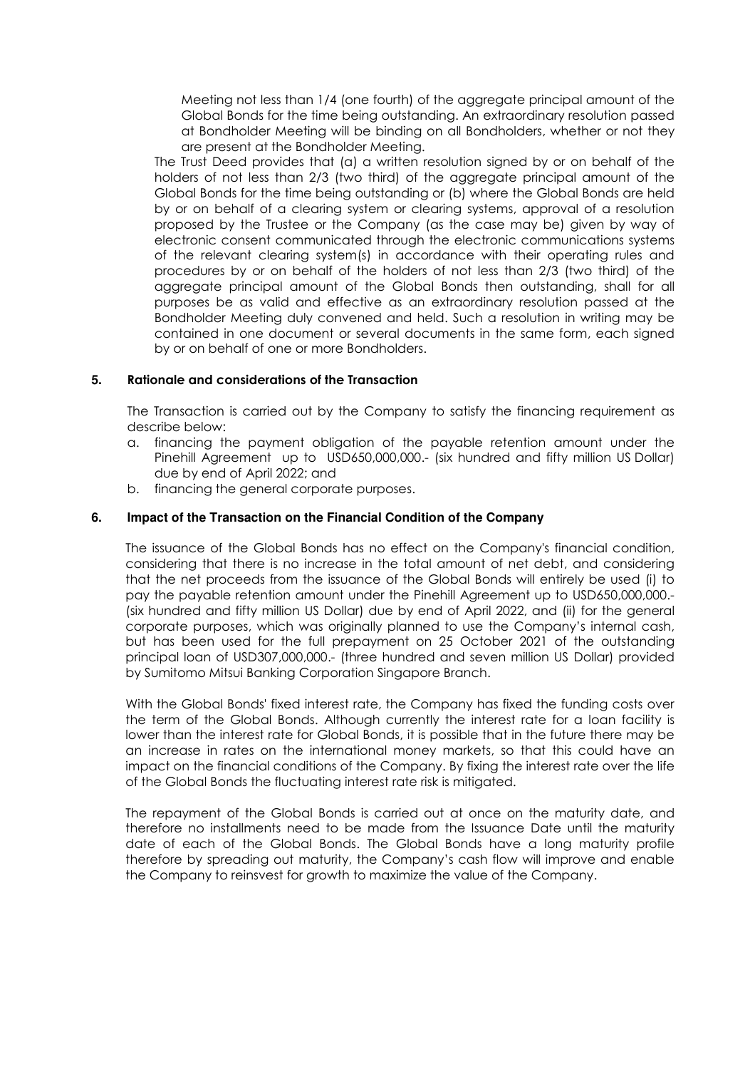Meeting not less than 1/4 (one fourth) of the aggregate principal amount of the Global Bonds for the time being outstanding. An extraordinary resolution passed at Bondholder Meeting will be binding on all Bondholders, whether or not they are present at the Bondholder Meeting.

The Trust Deed provides that (a) a written resolution signed by or on behalf of the holders of not less than 2/3 (two third) of the aggregate principal amount of the Global Bonds for the time being outstanding or (b) where the Global Bonds are held by or on behalf of a clearing system or clearing systems, approval of a resolution proposed by the Trustee or the Company (as the case may be) given by way of electronic consent communicated through the electronic communications systems of the relevant clearing system(s) in accordance with their operating rules and procedures by or on behalf of the holders of not less than 2/3 (two third) of the aggregate principal amount of the Global Bonds then outstanding, shall for all purposes be as valid and effective as an extraordinary resolution passed at the Bondholder Meeting duly convened and held. Such a resolution in writing may be contained in one document or several documents in the same form, each signed by or on behalf of one or more Bondholders.

## 5. Rationale and considerations of the Transaction

The Transaction is carried out by the Company to satisfy the financing requirement as describe below:

a. financing the payment obligation of the payable retention amount under the Pinehill Agreement up to USD650,000,000.- (six hundred and fifty million US Dollar) due by end of April 2022; and
b. financing the general corporate purposes.

## 6. Impact of the Transaction on the Financial Condition of the Company

The issuance of the Global Bonds has no effect on the Company's financial condition, considering that there is no increase in the total amount of net debt, and considering that the net proceeds from the issuance of the Global Bonds will entirely be used (i) to pay the payable retention amount under the Pinehill Agreement up to USD650,000,000.- (six hundred and fifty million US Dollar) due by end of April 2022, and (ii) for the general corporate purposes, which was originally planned to use the Company's internal cash, but has been used for the full prepayment on 25 October 2021 of the outstanding principal loan of USD307,000,000.- (three hundred and seven million US Dollar) provided by Sumitomo Mitsui Banking Corporation Singapore Branch.

With the Global Bonds' fixed interest rate, the Company has fixed the funding costs over the term of the Global Bonds. Although currently the interest rate for a loan facility is lower than the interest rate for Global Bonds, it is possible that in the future there may be an increase in rates on the international money markets, so that this could have an impact on the financial conditions of the Company. By fixing the interest rate over the life of the Global Bonds the fluctuating interest rate risk is mitigated.

The repayment of the Global Bonds is carried out at once on the maturity date, and therefore no installments need to be made from the Issuance Date until the maturity date of each of the Global Bonds. The Global Bonds have a long maturity profile therefore by spreading out maturity, the Company's cash flow will improve and enable the Company to reinsvest for growth to maximize the value of the Company.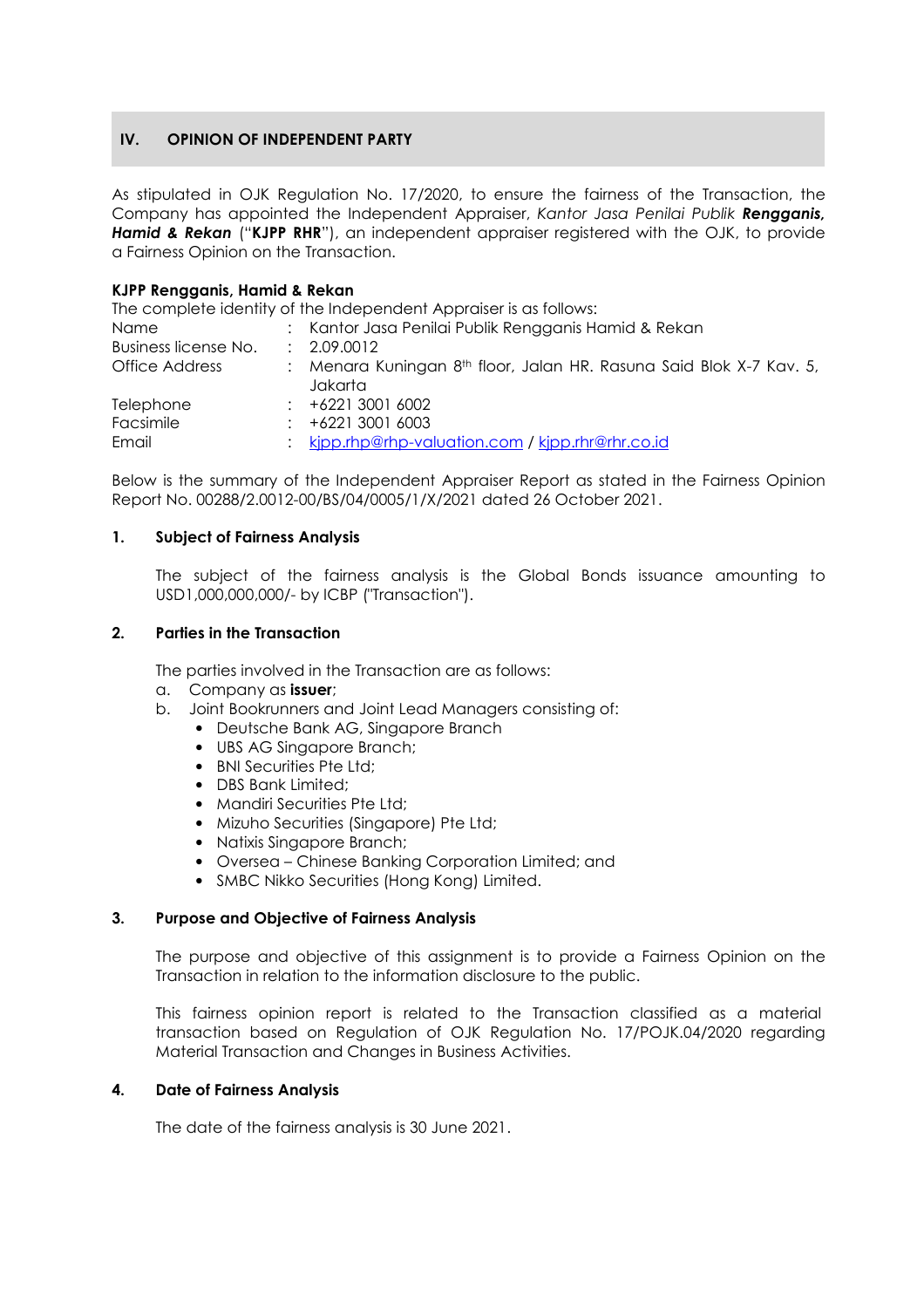## IV. OPINION OF INDEPENDENT PARTY

As stipulated in OJK Regulation No. 17/2020, to ensure the fairness of the Transaction, the Company has appointed the Independent Appraiser, *Kantor Jasa Penilai Publik* ***Rengganis, Hamid & Rekan*** ("**KJPP RHR**"), an independent appraiser registered with the OJK, to provide a Fairness Opinion on the Transaction.

**KJPP Rengganis, Hamid & Rekan**

The complete identity of the Independent Appraiser is as follows:

| | | |
|---|---|---|
| Name | : | Kantor Jasa Penilai Publik Rengganis Hamid & Rekan |
| Business license No. | : | 2.09.0012 |
| Office Address | : | Menara Kuningan 8th floor, Jalan HR. Rasuna Said Blok X-7 Kav. 5, Jakarta |
| Telephone | : | +6221 3001 6002 |
| Facsimile | : | +6221 3001 6003 |
| Email | : | kjpp.rhp@rhp-valuation.com / kjpp.rhr@rhr.co.id |

Below is the summary of the Independent Appraiser Report as stated in the Fairness Opinion Report No. 00288/2.0012-00/BS/04/0005/1/X/2021 dated 26 October 2021.

### 1. Subject of Fairness Analysis

The subject of the fairness analysis is the Global Bonds issuance amounting to USD1,000,000,000/- by ICBP ("Transaction").

### 2. Parties in the Transaction

The parties involved in the Transaction are as follows:

a. Company as **issuer**;

b. Joint Bookrunners and Joint Lead Managers consisting of:
   - Deutsche Bank AG, Singapore Branch
   - UBS AG Singapore Branch;
   - BNI Securities Pte Ltd;
   - DBS Bank Limited;
   - Mandiri Securities Pte Ltd;
   - Mizuho Securities (Singapore) Pte Ltd;
   - Natixis Singapore Branch;
   - Oversea – Chinese Banking Corporation Limited; and
   - SMBC Nikko Securities (Hong Kong) Limited.

### 3. Purpose and Objective of Fairness Analysis

The purpose and objective of this assignment is to provide a Fairness Opinion on the Transaction in relation to the information disclosure to the public.

This fairness opinion report is related to the Transaction classified as a material transaction based on Regulation of OJK Regulation No. 17/POJK.04/2020 regarding Material Transaction and Changes in Business Activities.

### 4. Date of Fairness Analysis

The date of the fairness analysis is 30 June 2021.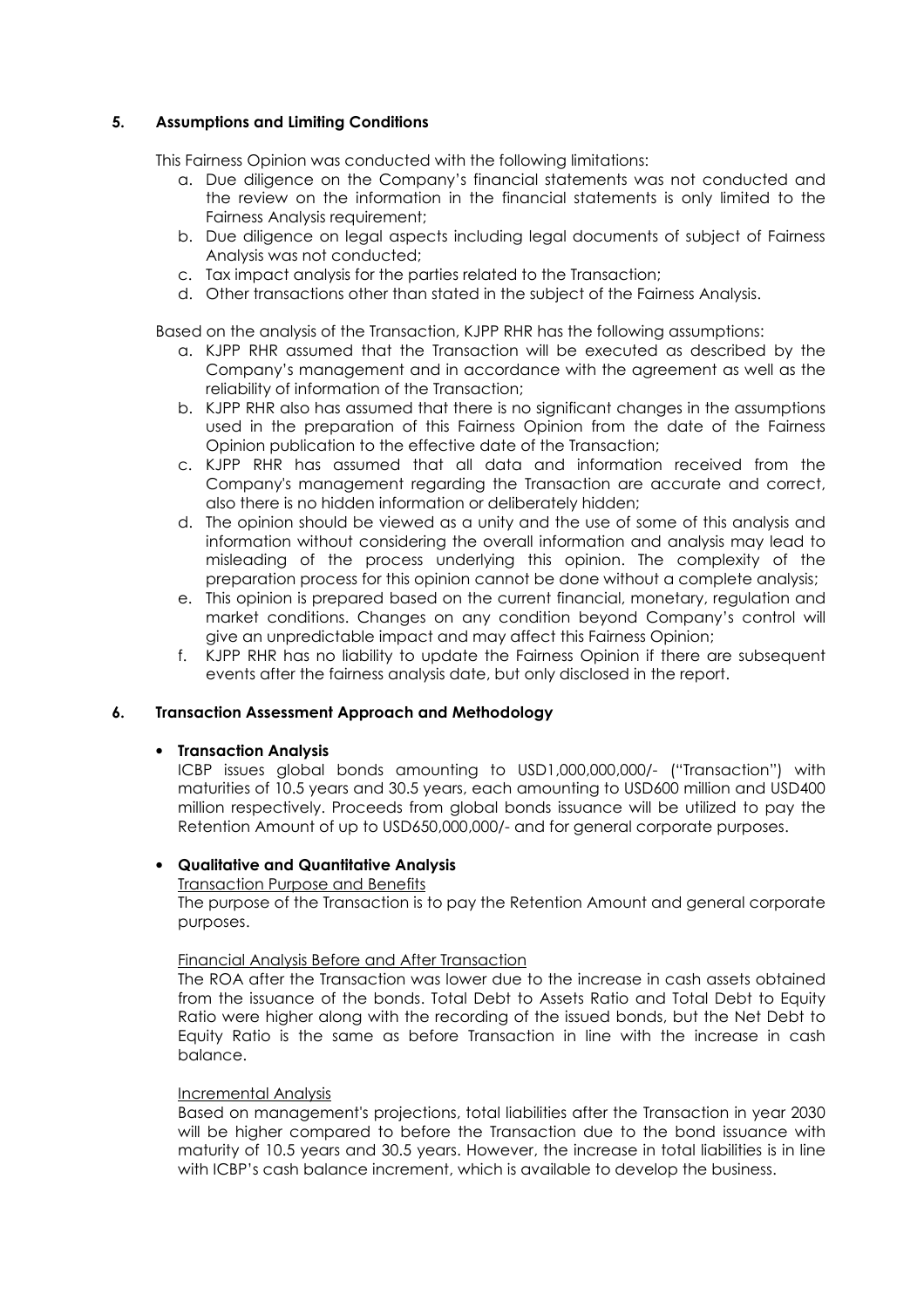## 5. Assumptions and Limiting Conditions

This Fairness Opinion was conducted with the following limitations:

a. Due diligence on the Company's financial statements was not conducted and the review on the information in the financial statements is only limited to the Fairness Analysis requirement;
b. Due diligence on legal aspects including legal documents of subject of Fairness Analysis was not conducted;
c. Tax impact analysis for the parties related to the Transaction;
d. Other transactions other than stated in the subject of the Fairness Analysis.

Based on the analysis of the Transaction, KJPP RHR has the following assumptions:

a. KJPP RHR assumed that the Transaction will be executed as described by the Company's management and in accordance with the agreement as well as the reliability of information of the Transaction;
b. KJPP RHR also has assumed that there is no significant changes in the assumptions used in the preparation of this Fairness Opinion from the date of the Fairness Opinion publication to the effective date of the Transaction;
c. KJPP RHR has assumed that all data and information received from the Company's management regarding the Transaction are accurate and correct, also there is no hidden information or deliberately hidden;
d. The opinion should be viewed as a unity and the use of some of this analysis and information without considering the overall information and analysis may lead to misleading of the process underlying this opinion. The complexity of the preparation process for this opinion cannot be done without a complete analysis;
e. This opinion is prepared based on the current financial, monetary, regulation and market conditions. Changes on any condition beyond Company's control will give an unpredictable impact and may affect this Fairness Opinion;
f. KJPP RHR has no liability to update the Fairness Opinion if there are subsequent events after the fairness analysis date, but only disclosed in the report.

## 6. Transaction Assessment Approach and Methodology

- **Transaction Analysis**

  ICBP issues global bonds amounting to USD1,000,000,000/- ("Transaction") with maturities of 10.5 years and 30.5 years, each amounting to USD600 million and USD400 million respectively. Proceeds from global bonds issuance will be utilized to pay the Retention Amount of up to USD650,000,000/- and for general corporate purposes.

- **Qualitative and Quantitative Analysis**

  Transaction Purpose and Benefits

  The purpose of the Transaction is to pay the Retention Amount and general corporate purposes.

  Financial Analysis Before and After Transaction

  The ROA after the Transaction was lower due to the increase in cash assets obtained from the issuance of the bonds. Total Debt to Assets Ratio and Total Debt to Equity Ratio were higher along with the recording of the issued bonds, but the Net Debt to Equity Ratio is the same as before Transaction in line with the increase in cash balance.

  Incremental Analysis

  Based on management's projections, total liabilities after the Transaction in year 2030 will be higher compared to before the Transaction due to the bond issuance with maturity of 10.5 years and 30.5 years. However, the increase in total liabilities is in line with ICBP's cash balance increment, which is available to develop the business.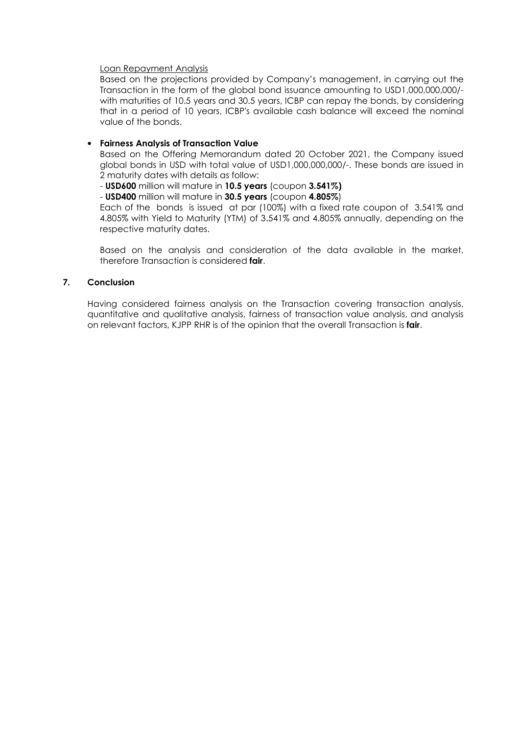Loan Repayment Analysis

Based on the projections provided by Company's management, in carrying out the Transaction in the form of the global bond issuance amounting to USD1,000,000,000/- with maturities of 10.5 years and 30.5 years, ICBP can repay the bonds, by considering that in a period of 10 years, ICBP's available cash balance will exceed the nominal value of the bonds.

- **Fairness Analysis of Transaction Value**

  Based on the Offering Memorandum dated 20 October 2021, the Company issued global bonds in USD with total value of USD1,000,000,000/-. These bonds are issued in 2 maturity dates with details as follow:

  - **USD600** million will mature in **10.5 years** (coupon **3.541%)**
  - **USD400** million will mature in **30.5 years** (coupon **4.805%**)

  Each of the bonds is issued at par (100%) with a fixed rate coupon of 3.541% and 4.805% with Yield to Maturity (YTM) of 3.541% and 4.805% annually, depending on the respective maturity dates.

  Based on the analysis and consideration of the data available in the market, therefore Transaction is considered **fair**.

## 7. Conclusion

Having considered fairness analysis on the Transaction covering transaction analysis, quantitative and qualitative analysis, fairness of transaction value analysis, and analysis on relevant factors, KJPP RHR is of the opinion that the overall Transaction is **fair**.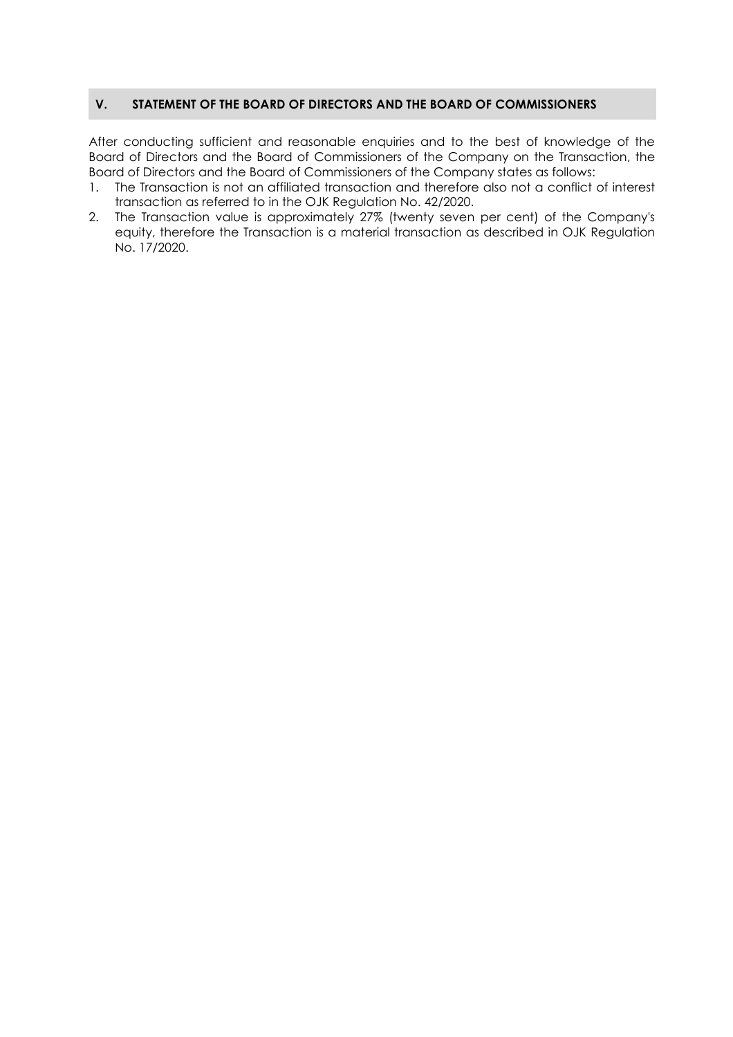## V. STATEMENT OF THE BOARD OF DIRECTORS AND THE BOARD OF COMMISSIONERS

After conducting sufficient and reasonable enquiries and to the best of knowledge of the Board of Directors and the Board of Commissioners of the Company on the Transaction, the Board of Directors and the Board of Commissioners of the Company states as follows:

1. The Transaction is not an affiliated transaction and therefore also not a conflict of interest transaction as referred to in the OJK Regulation No. 42/2020.
2. The Transaction value is approximately 27% (twenty seven per cent) of the Company's equity, therefore the Transaction is a material transaction as described in OJK Regulation No. 17/2020.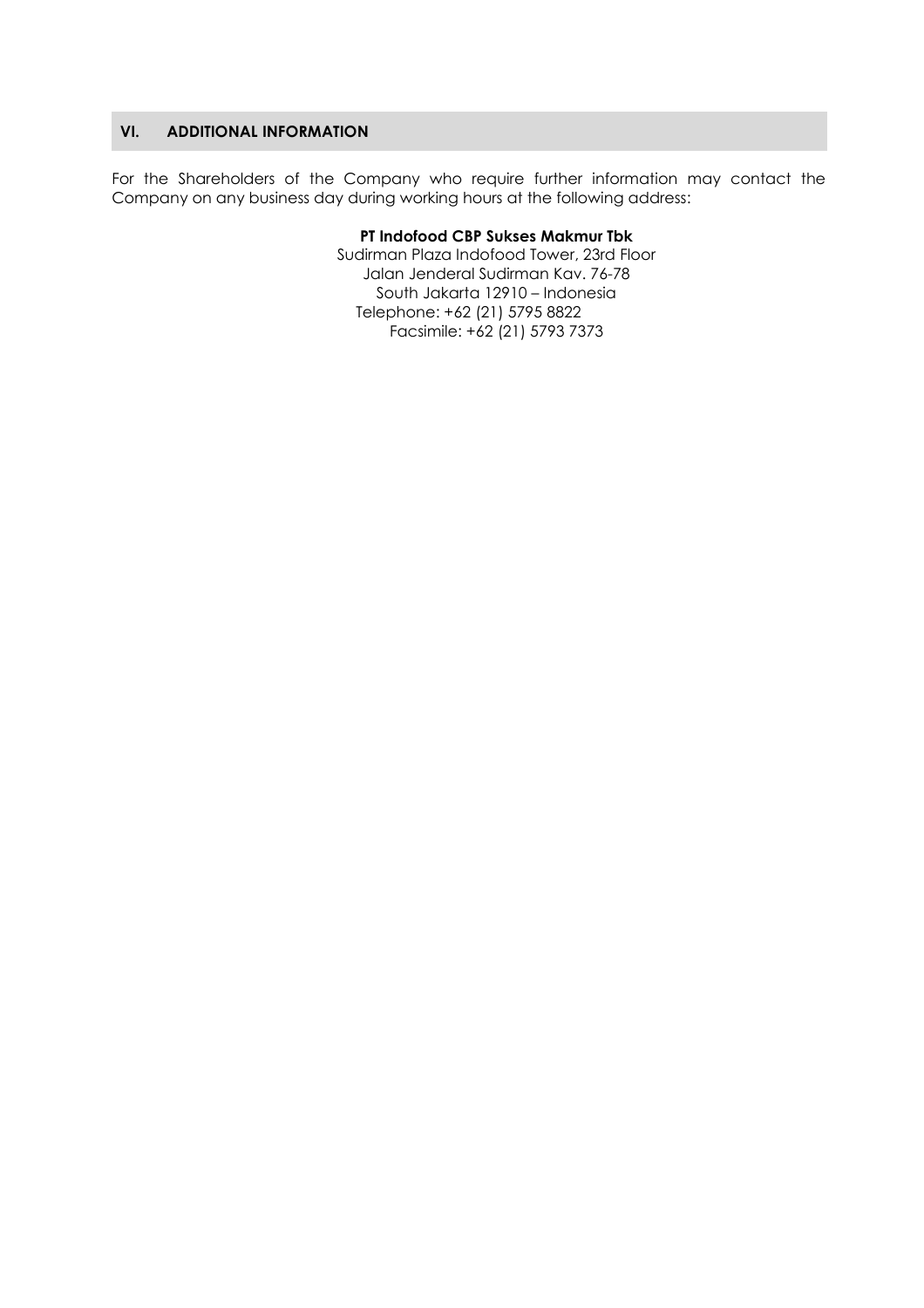## VI. ADDITIONAL INFORMATION

For the Shareholders of the Company who require further information may contact the Company on any business day during working hours at the following address:

**PT Indofood CBP Sukses Makmur Tbk**
Sudirman Plaza Indofood Tower, 23rd Floor
Jalan Jenderal Sudirman Kav. 76-78
South Jakarta 12910 – Indonesia
Telephone: +62 (21) 5795 8822
Facsimile: +62 (21) 5793 7373